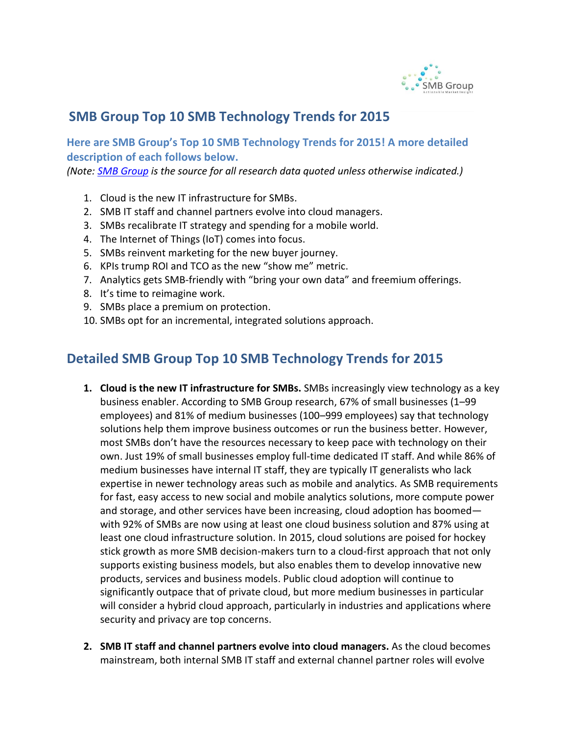# SMB Group Top 10 SMB Technology Trends for 2015

**Here are SMB Group's Top 10 SMB Technology Trends for 2015! A more detailed description of each follows below.**

*(Note: [SMB Group](SMB Group) is the source for all research data quoted unless otherwise indicated.)*

1. Cloud is the new IT infrastructure for SMBs.
2. SMB IT staff and channel partners evolve into cloud managers.
3. SMBs recalibrate IT strategy and spending for a mobile world.
4. The Internet of Things (IoT) comes into focus.
5. SMBs reinvent marketing for the new buyer journey.
6. KPIs trump ROI and TCO as the new "show me" metric.
7. Analytics gets SMB-friendly with "bring your own data" and freemium offerings.
8. It's time to reimagine work.
9. SMBs place a premium on protection.
10. SMBs opt for an incremental, integrated solutions approach.

## Detailed SMB Group Top 10 SMB Technology Trends for 2015

1. **Cloud is the new IT infrastructure for SMBs.** SMBs increasingly view technology as a key business enabler. According to SMB Group research, 67% of small businesses (1–99 employees) and 81% of medium businesses (100–999 employees) say that technology solutions help them improve business outcomes or run the business better. However, most SMBs don't have the resources necessary to keep pace with technology on their own. Just 19% of small businesses employ full-time dedicated IT staff. And while 86% of medium businesses have internal IT staff, they are typically IT generalists who lack expertise in newer technology areas such as mobile and analytics. As SMB requirements for fast, easy access to new social and mobile analytics solutions, more compute power and storage, and other services have been increasing, cloud adoption has boomed—with 92% of SMBs are now using at least one cloud business solution and 87% using at least one cloud infrastructure solution. In 2015, cloud solutions are poised for hockey stick growth as more SMB decision-makers turn to a cloud-first approach that not only supports existing business models, but also enables them to develop innovative new products, services and business models. Public cloud adoption will continue to significantly outpace that of private cloud, but more medium businesses in particular will consider a hybrid cloud approach, particularly in industries and applications where security and privacy are top concerns.

2. **SMB IT staff and channel partners evolve into cloud managers.** As the cloud becomes mainstream, both internal SMB IT staff and external channel partner roles will evolve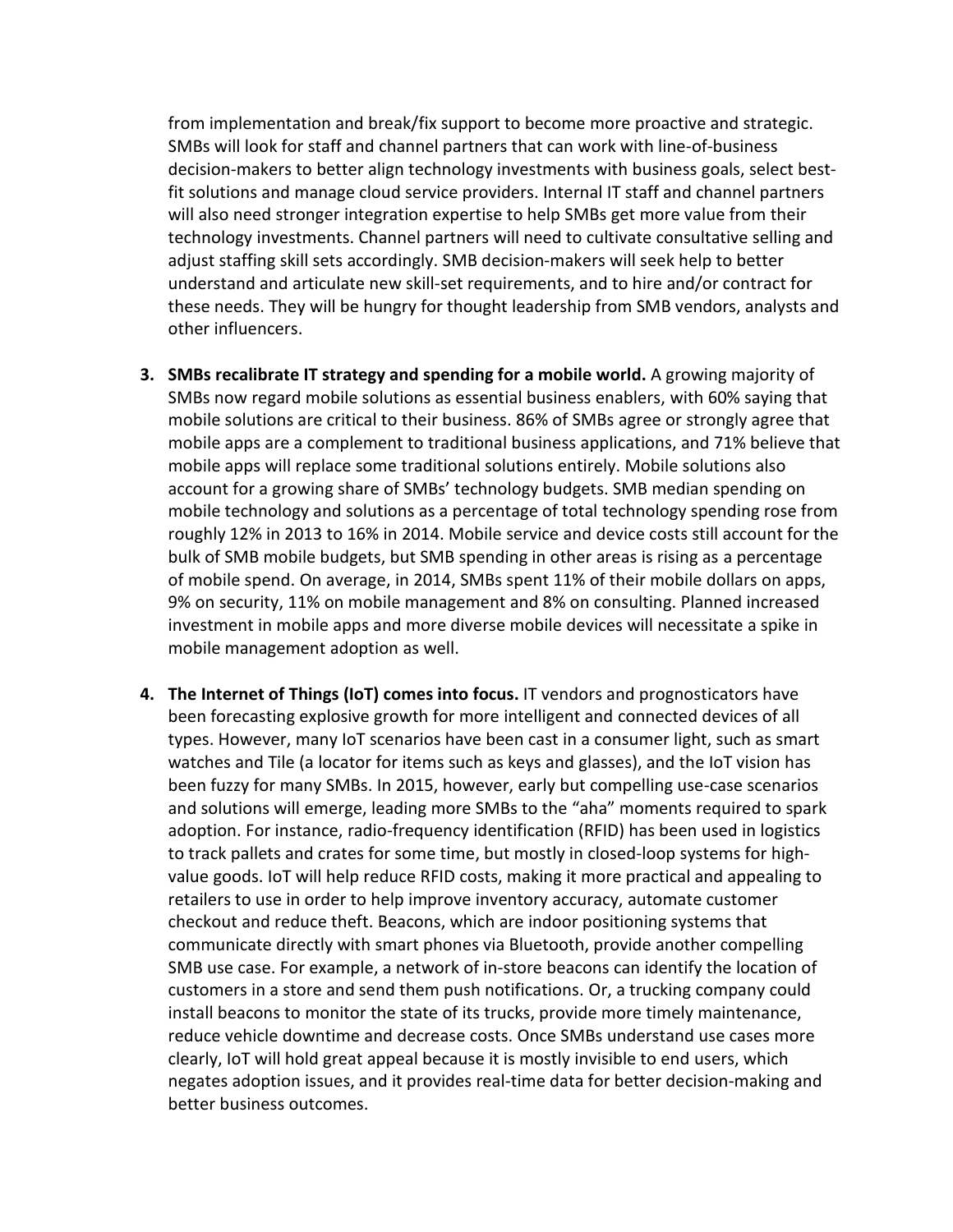from implementation and break/fix support to become more proactive and strategic. SMBs will look for staff and channel partners that can work with line-of-business decision-makers to better align technology investments with business goals, select best-fit solutions and manage cloud service providers. Internal IT staff and channel partners will also need stronger integration expertise to help SMBs get more value from their technology investments. Channel partners will need to cultivate consultative selling and adjust staffing skill sets accordingly. SMB decision-makers will seek help to better understand and articulate new skill-set requirements, and to hire and/or contract for these needs. They will be hungry for thought leadership from SMB vendors, analysts and other influencers.

3. **SMBs recalibrate IT strategy and spending for a mobile world.** A growing majority of SMBs now regard mobile solutions as essential business enablers, with 60% saying that mobile solutions are critical to their business. 86% of SMBs agree or strongly agree that mobile apps are a complement to traditional business applications, and 71% believe that mobile apps will replace some traditional solutions entirely. Mobile solutions also account for a growing share of SMBs' technology budgets. SMB median spending on mobile technology and solutions as a percentage of total technology spending rose from roughly 12% in 2013 to 16% in 2014. Mobile service and device costs still account for the bulk of SMB mobile budgets, but SMB spending in other areas is rising as a percentage of mobile spend. On average, in 2014, SMBs spent 11% of their mobile dollars on apps, 9% on security, 11% on mobile management and 8% on consulting. Planned increased investment in mobile apps and more diverse mobile devices will necessitate a spike in mobile management adoption as well.

4. **The Internet of Things (IoT) comes into focus.** IT vendors and prognosticators have been forecasting explosive growth for more intelligent and connected devices of all types. However, many IoT scenarios have been cast in a consumer light, such as smart watches and Tile (a locator for items such as keys and glasses), and the IoT vision has been fuzzy for many SMBs. In 2015, however, early but compelling use-case scenarios and solutions will emerge, leading more SMBs to the "aha" moments required to spark adoption. For instance, radio-frequency identification (RFID) has been used in logistics to track pallets and crates for some time, but mostly in closed-loop systems for high-value goods. IoT will help reduce RFID costs, making it more practical and appealing to retailers to use in order to help improve inventory accuracy, automate customer checkout and reduce theft. Beacons, which are indoor positioning systems that communicate directly with smart phones via Bluetooth, provide another compelling SMB use case. For example, a network of in-store beacons can identify the location of customers in a store and send them push notifications. Or, a trucking company could install beacons to monitor the state of its trucks, provide more timely maintenance, reduce vehicle downtime and decrease costs. Once SMBs understand use cases more clearly, IoT will hold great appeal because it is mostly invisible to end users, which negates adoption issues, and it provides real-time data for better decision-making and better business outcomes.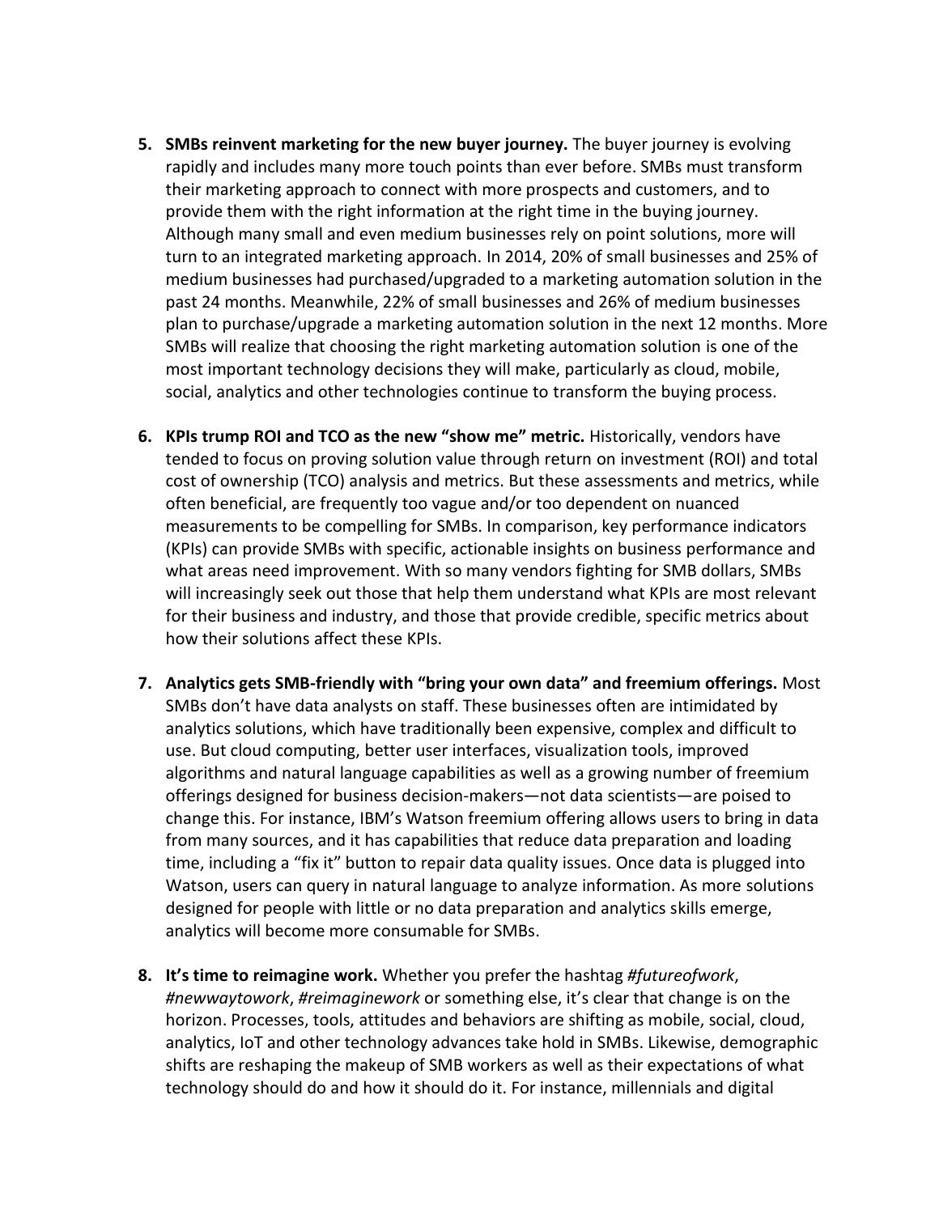5. **SMBs reinvent marketing for the new buyer journey.** The buyer journey is evolving rapidly and includes many more touch points than ever before. SMBs must transform their marketing approach to connect with more prospects and customers, and to provide them with the right information at the right time in the buying journey. Although many small and even medium businesses rely on point solutions, more will turn to an integrated marketing approach. In 2014, 20% of small businesses and 25% of medium businesses had purchased/upgraded to a marketing automation solution in the past 24 months. Meanwhile, 22% of small businesses and 26% of medium businesses plan to purchase/upgrade a marketing automation solution in the next 12 months. More SMBs will realize that choosing the right marketing automation solution is one of the most important technology decisions they will make, particularly as cloud, mobile, social, analytics and other technologies continue to transform the buying process.

6. **KPIs trump ROI and TCO as the new "show me" metric.** Historically, vendors have tended to focus on proving solution value through return on investment (ROI) and total cost of ownership (TCO) analysis and metrics. But these assessments and metrics, while often beneficial, are frequently too vague and/or too dependent on nuanced measurements to be compelling for SMBs. In comparison, key performance indicators (KPIs) can provide SMBs with specific, actionable insights on business performance and what areas need improvement. With so many vendors fighting for SMB dollars, SMBs will increasingly seek out those that help them understand what KPIs are most relevant for their business and industry, and those that provide credible, specific metrics about how their solutions affect these KPIs.

7. **Analytics gets SMB-friendly with "bring your own data" and freemium offerings.** Most SMBs don't have data analysts on staff. These businesses often are intimidated by analytics solutions, which have traditionally been expensive, complex and difficult to use. But cloud computing, better user interfaces, visualization tools, improved algorithms and natural language capabilities as well as a growing number of freemium offerings designed for business decision-makers—not data scientists—are poised to change this. For instance, IBM's Watson freemium offering allows users to bring in data from many sources, and it has capabilities that reduce data preparation and loading time, including a "fix it" button to repair data quality issues. Once data is plugged into Watson, users can query in natural language to analyze information. As more solutions designed for people with little or no data preparation and analytics skills emerge, analytics will become more consumable for SMBs.

8. **It's time to reimagine work.** Whether you prefer the hashtag *#futureofwork*, *#newwaytowork*, *#reimaginework* or something else, it's clear that change is on the horizon. Processes, tools, attitudes and behaviors are shifting as mobile, social, cloud, analytics, IoT and other technology advances take hold in SMBs. Likewise, demographic shifts are reshaping the makeup of SMB workers as well as their expectations of what technology should do and how it should do it. For instance, millennials and digital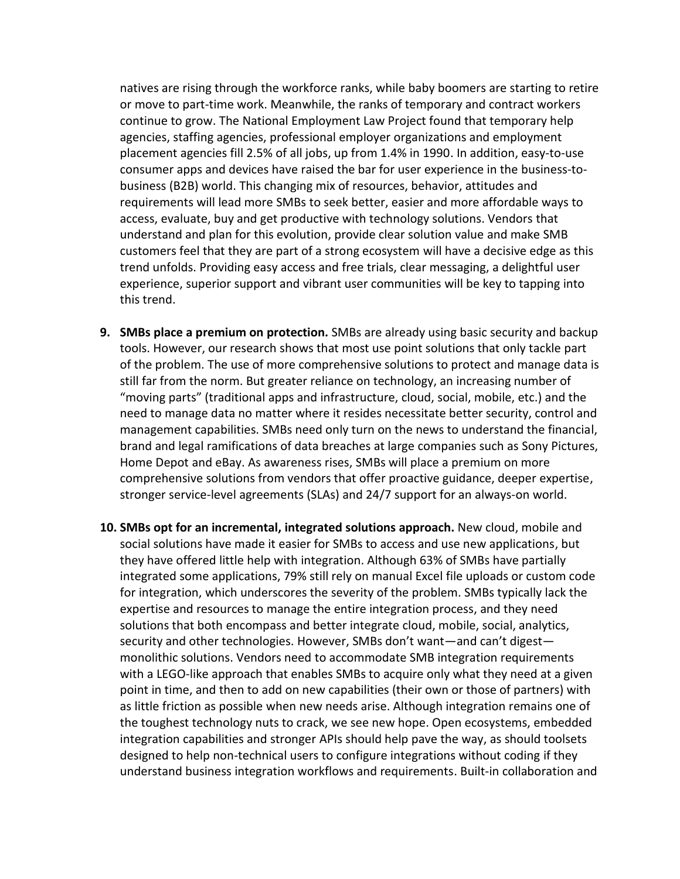natives are rising through the workforce ranks, while baby boomers are starting to retire or move to part-time work. Meanwhile, the ranks of temporary and contract workers continue to grow. The National Employment Law Project found that temporary help agencies, staffing agencies, professional employer organizations and employment placement agencies fill 2.5% of all jobs, up from 1.4% in 1990. In addition, easy-to-use consumer apps and devices have raised the bar for user experience in the business-to-business (B2B) world. This changing mix of resources, behavior, attitudes and requirements will lead more SMBs to seek better, easier and more affordable ways to access, evaluate, buy and get productive with technology solutions. Vendors that understand and plan for this evolution, provide clear solution value and make SMB customers feel that they are part of a strong ecosystem will have a decisive edge as this trend unfolds. Providing easy access and free trials, clear messaging, a delightful user experience, superior support and vibrant user communities will be key to tapping into this trend.

9. **SMBs place a premium on protection.** SMBs are already using basic security and backup tools. However, our research shows that most use point solutions that only tackle part of the problem. The use of more comprehensive solutions to protect and manage data is still far from the norm. But greater reliance on technology, an increasing number of "moving parts" (traditional apps and infrastructure, cloud, social, mobile, etc.) and the need to manage data no matter where it resides necessitate better security, control and management capabilities. SMBs need only turn on the news to understand the financial, brand and legal ramifications of data breaches at large companies such as Sony Pictures, Home Depot and eBay. As awareness rises, SMBs will place a premium on more comprehensive solutions from vendors that offer proactive guidance, deeper expertise, stronger service-level agreements (SLAs) and 24/7 support for an always-on world.

10. **SMBs opt for an incremental, integrated solutions approach.** New cloud, mobile and social solutions have made it easier for SMBs to access and use new applications, but they have offered little help with integration. Although 63% of SMBs have partially integrated some applications, 79% still rely on manual Excel file uploads or custom code for integration, which underscores the severity of the problem. SMBs typically lack the expertise and resources to manage the entire integration process, and they need solutions that both encompass and better integrate cloud, mobile, social, analytics, security and other technologies. However, SMBs don't want—and can't digest—monolithic solutions. Vendors need to accommodate SMB integration requirements with a LEGO-like approach that enables SMBs to acquire only what they need at a given point in time, and then to add on new capabilities (their own or those of partners) with as little friction as possible when new needs arise. Although integration remains one of the toughest technology nuts to crack, we see new hope. Open ecosystems, embedded integration capabilities and stronger APIs should help pave the way, as should toolsets designed to help non-technical users to configure integrations without coding if they understand business integration workflows and requirements. Built-in collaboration and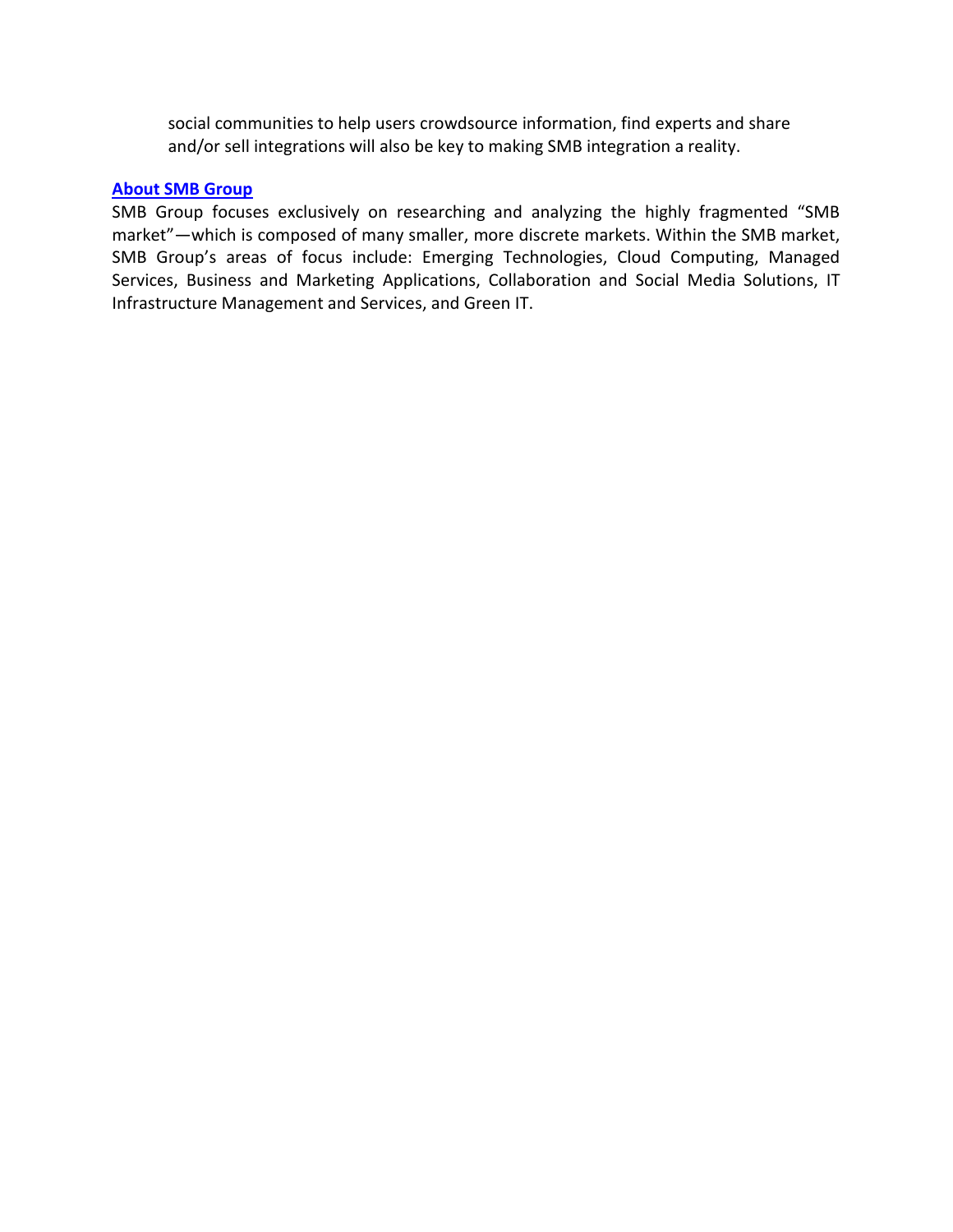social communities to help users crowdsource information, find experts and share and/or sell integrations will also be key to making SMB integration a reality.

**About SMB Group**

SMB Group focuses exclusively on researching and analyzing the highly fragmented "SMB market"—which is composed of many smaller, more discrete markets. Within the SMB market, SMB Group's areas of focus include: Emerging Technologies, Cloud Computing, Managed Services, Business and Marketing Applications, Collaboration and Social Media Solutions, IT Infrastructure Management and Services, and Green IT.